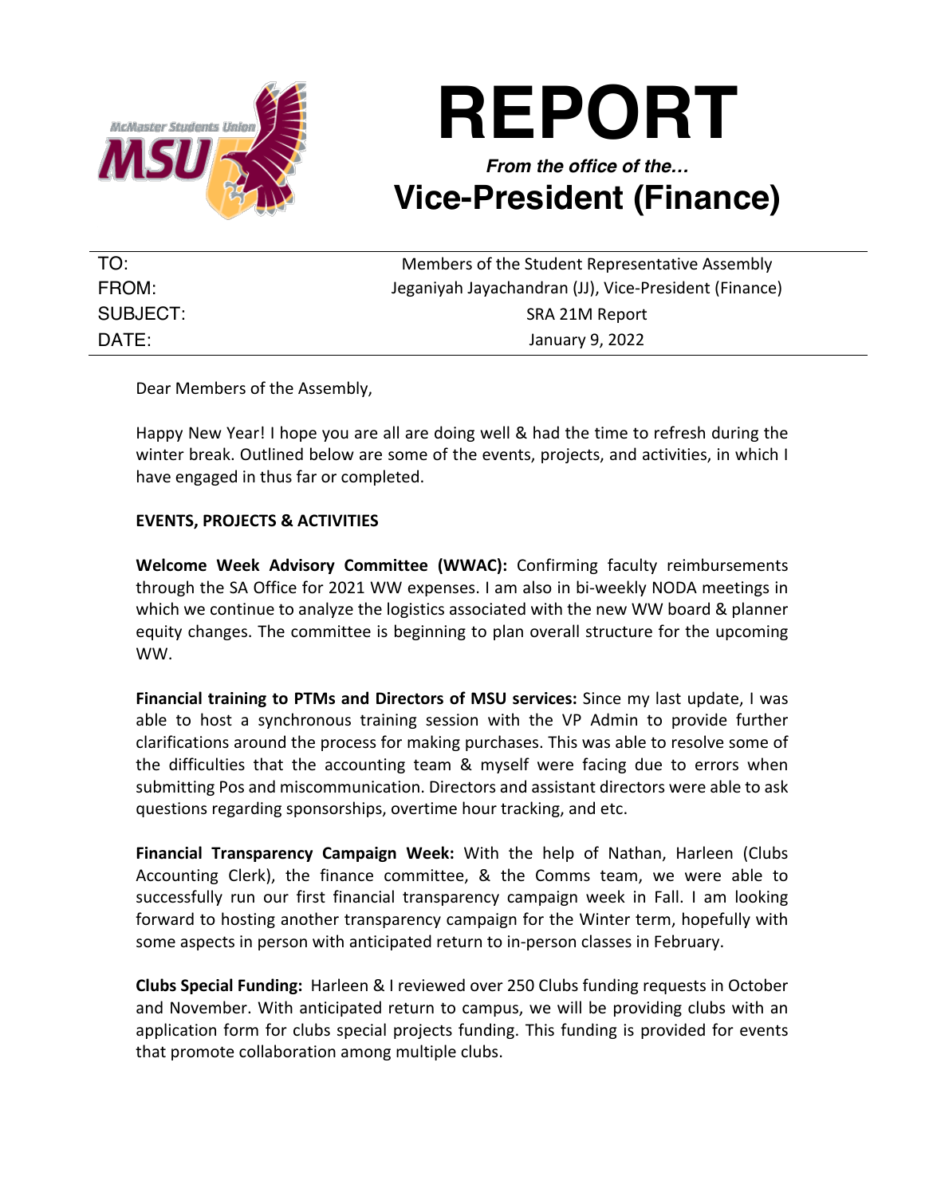# REPORT

***From the office of the…***

## Vice-President (Finance)

| | |
|---|---|
| TO: | Members of the Student Representative Assembly |
| FROM: | Jeganiyah Jayachandran (JJ), Vice-President (Finance) |
| SUBJECT: | SRA 21M Report |
| DATE: | January 9, 2022 |

Dear Members of the Assembly,

Happy New Year! I hope you are all are doing well & had the time to refresh during the winter break. Outlined below are some of the events, projects, and activities, in which I have engaged in thus far or completed.

**EVENTS, PROJECTS & ACTIVITIES**

**Welcome Week Advisory Committee (WWAC):** Confirming faculty reimbursements through the SA Office for 2021 WW expenses. I am also in bi-weekly NODA meetings in which we continue to analyze the logistics associated with the new WW board & planner equity changes. The committee is beginning to plan overall structure for the upcoming WW.

**Financial training to PTMs and Directors of MSU services:** Since my last update, I was able to host a synchronous training session with the VP Admin to provide further clarifications around the process for making purchases. This was able to resolve some of the difficulties that the accounting team & myself were facing due to errors when submitting Pos and miscommunication. Directors and assistant directors were able to ask questions regarding sponsorships, overtime hour tracking, and etc.

**Financial Transparency Campaign Week:** With the help of Nathan, Harleen (Clubs Accounting Clerk), the finance committee, & the Comms team, we were able to successfully run our first financial transparency campaign week in Fall. I am looking forward to hosting another transparency campaign for the Winter term, hopefully with some aspects in person with anticipated return to in-person classes in February.

**Clubs Special Funding:** Harleen & I reviewed over 250 Clubs funding requests in October and November. With anticipated return to campus, we will be providing clubs with an application form for clubs special projects funding. This funding is provided for events that promote collaboration among multiple clubs.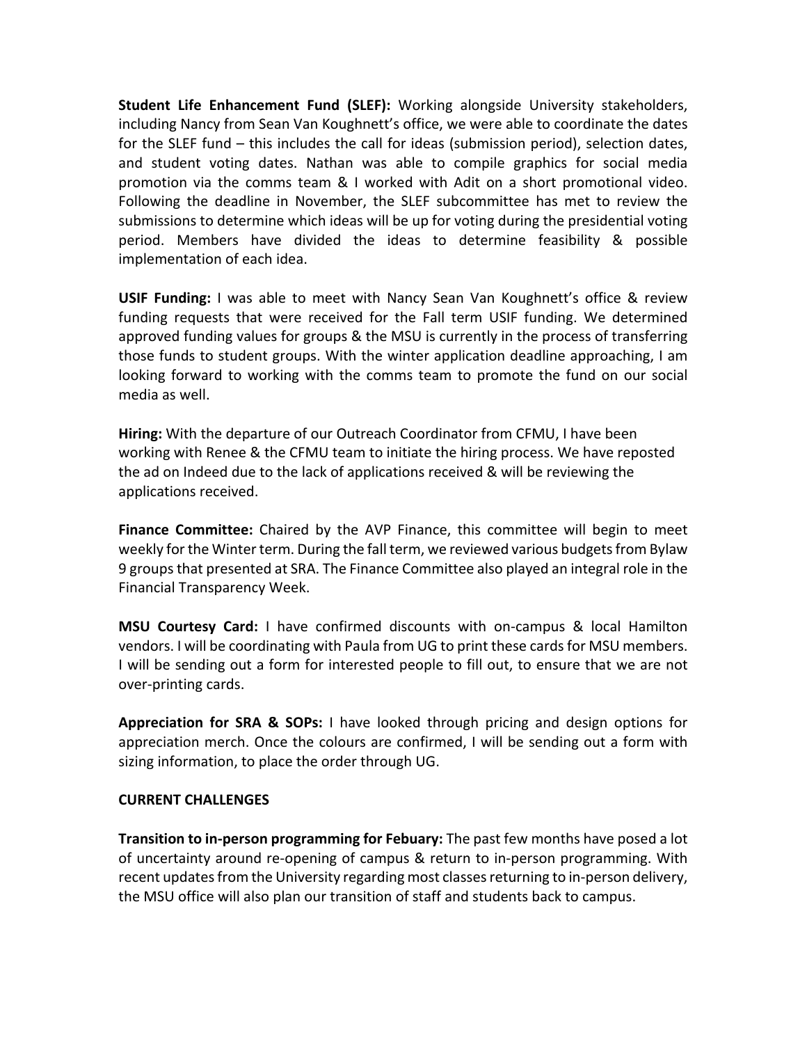**Student Life Enhancement Fund (SLEF):** Working alongside University stakeholders, including Nancy from Sean Van Koughnett's office, we were able to coordinate the dates for the SLEF fund – this includes the call for ideas (submission period), selection dates, and student voting dates. Nathan was able to compile graphics for social media promotion via the comms team & I worked with Adit on a short promotional video. Following the deadline in November, the SLEF subcommittee has met to review the submissions to determine which ideas will be up for voting during the presidential voting period. Members have divided the ideas to determine feasibility & possible implementation of each idea.

**USIF Funding:** I was able to meet with Nancy Sean Van Koughnett's office & review funding requests that were received for the Fall term USIF funding. We determined approved funding values for groups & the MSU is currently in the process of transferring those funds to student groups. With the winter application deadline approaching, I am looking forward to working with the comms team to promote the fund on our social media as well.

**Hiring:** With the departure of our Outreach Coordinator from CFMU, I have been working with Renee & the CFMU team to initiate the hiring process. We have reposted the ad on Indeed due to the lack of applications received & will be reviewing the applications received.

**Finance Committee:** Chaired by the AVP Finance, this committee will begin to meet weekly for the Winter term. During the fall term, we reviewed various budgets from Bylaw 9 groups that presented at SRA. The Finance Committee also played an integral role in the Financial Transparency Week.

**MSU Courtesy Card:** I have confirmed discounts with on-campus & local Hamilton vendors. I will be coordinating with Paula from UG to print these cards for MSU members. I will be sending out a form for interested people to fill out, to ensure that we are not over-printing cards.

**Appreciation for SRA & SOPs:** I have looked through pricing and design options for appreciation merch. Once the colours are confirmed, I will be sending out a form with sizing information, to place the order through UG.

**CURRENT CHALLENGES**

**Transition to in-person programming for Febuary:** The past few months have posed a lot of uncertainty around re-opening of campus & return to in-person programming. With recent updates from the University regarding most classes returning to in-person delivery, the MSU office will also plan our transition of staff and students back to campus.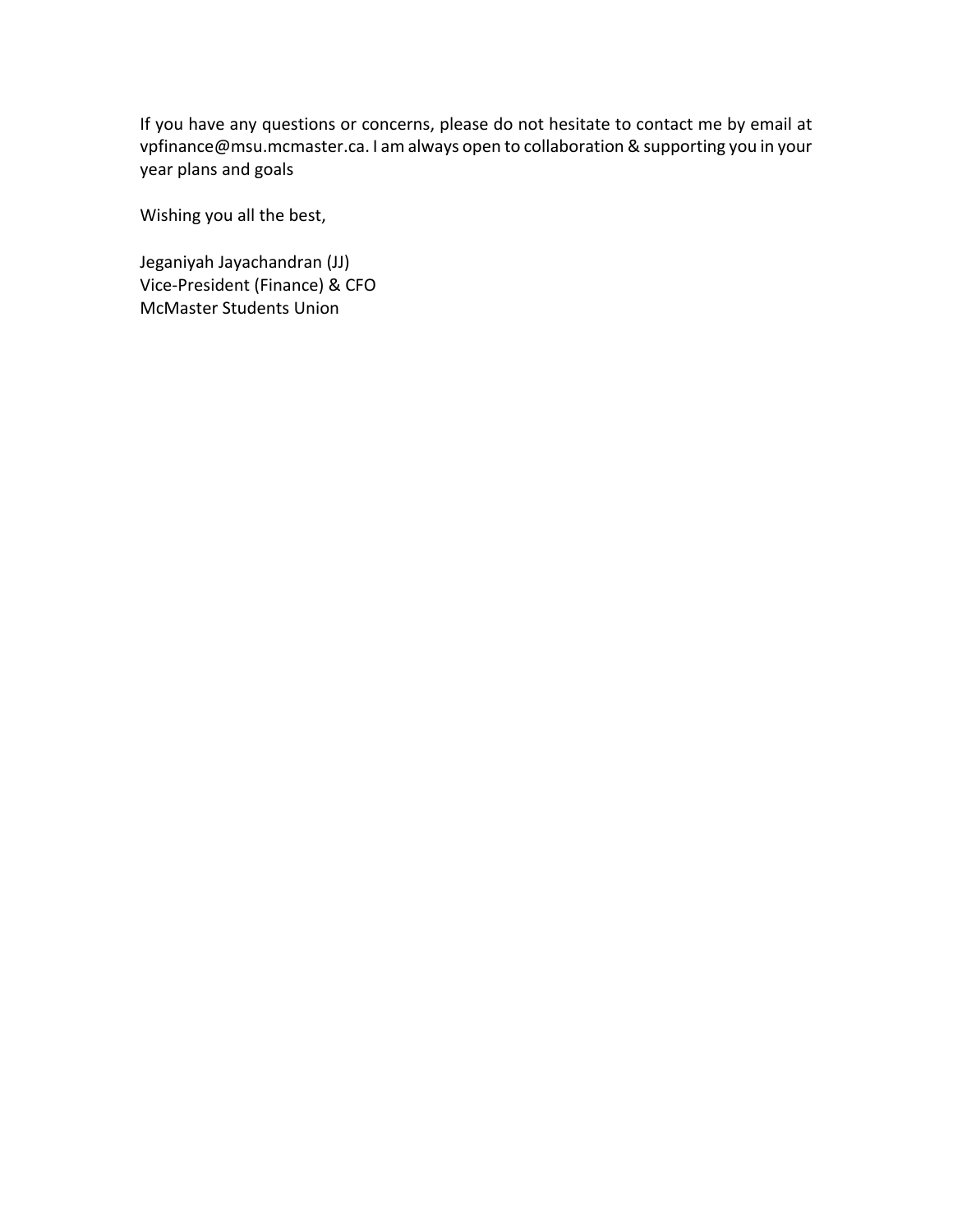If you have any questions or concerns, please do not hesitate to contact me by email at vpfinance@msu.mcmaster.ca. I am always open to collaboration & supporting you in your year plans and goals

Wishing you all the best,

Jeganiyah Jayachandran (JJ)
Vice-President (Finance) & CFO
McMaster Students Union